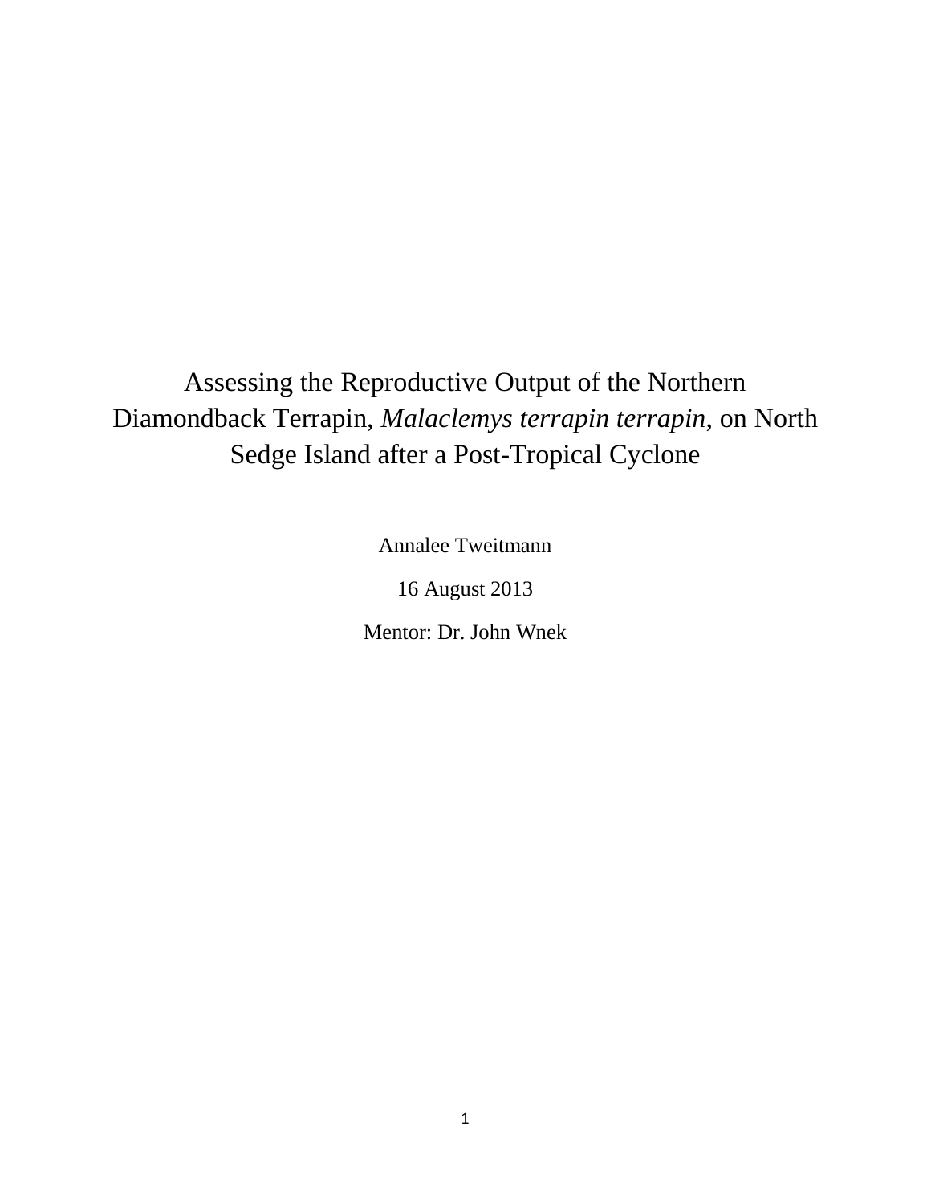# Assessing the Reproductive Output of the Northern Diamondback Terrapin, *Malaclemys terrapin terrapin*, on North Sedge Island after a Post-Tropical Cyclone

Annalee Tweitmann

16 August 2013

Mentor: Dr. John Wnek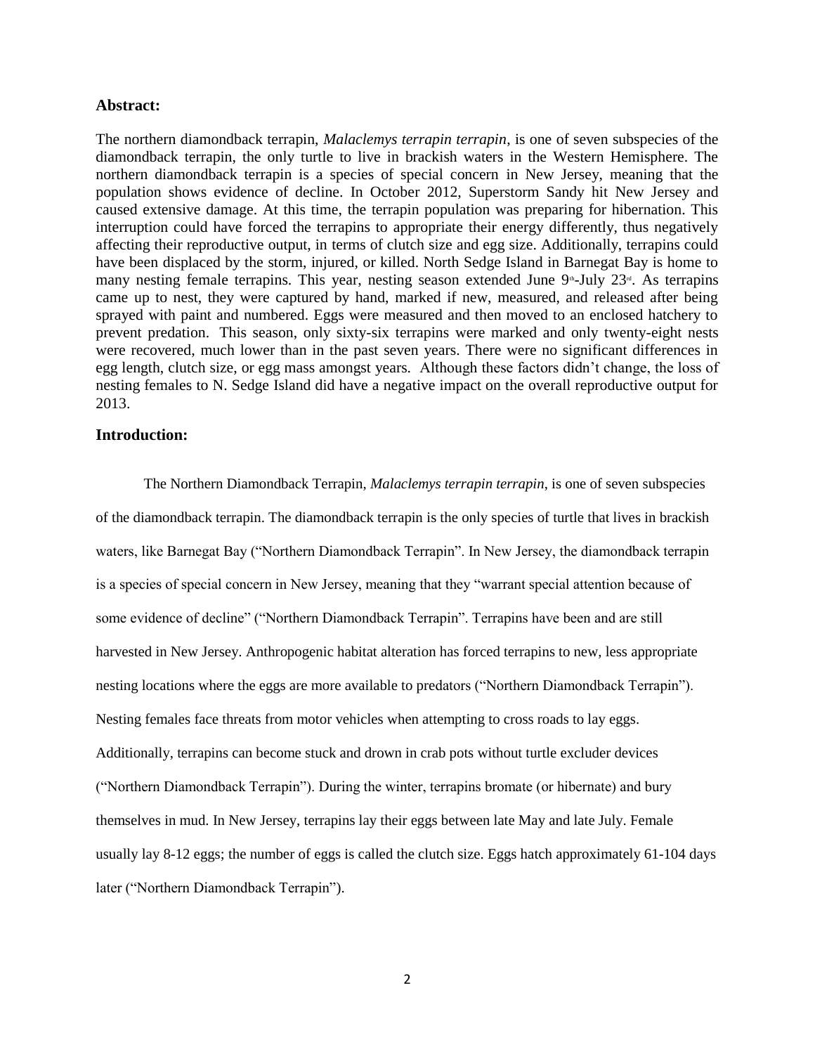## Abstract:

The northern diamondback terrapin, *Malaclemys terrapin terrapin*, is one of seven subspecies of the diamondback terrapin, the only turtle to live in brackish waters in the Western Hemisphere. The northern diamondback terrapin is a species of special concern in New Jersey, meaning that the population shows evidence of decline. In October 2012, Superstorm Sandy hit New Jersey and caused extensive damage. At this time, the terrapin population was preparing for hibernation. This interruption could have forced the terrapins to appropriate their energy differently, thus negatively affecting their reproductive output, in terms of clutch size and egg size. Additionally, terrapins could have been displaced by the storm, injured, or killed. North Sedge Island in Barnegat Bay is home to many nesting female terrapins. This year, nesting season extended June 9th-July 23rd. As terrapins came up to nest, they were captured by hand, marked if new, measured, and released after being sprayed with paint and numbered. Eggs were measured and then moved to an enclosed hatchery to prevent predation. This season, only sixty-six terrapins were marked and only twenty-eight nests were recovered, much lower than in the past seven years. There were no significant differences in egg length, clutch size, or egg mass amongst years. Although these factors didn't change, the loss of nesting females to N. Sedge Island did have a negative impact on the overall reproductive output for 2013.

## Introduction:

The Northern Diamondback Terrapin, *Malaclemys terrapin terrapin*, is one of seven subspecies of the diamondback terrapin. The diamondback terrapin is the only species of turtle that lives in brackish waters, like Barnegat Bay ("Northern Diamondback Terrapin". In New Jersey, the diamondback terrapin is a species of special concern in New Jersey, meaning that they "warrant special attention because of some evidence of decline" ("Northern Diamondback Terrapin". Terrapins have been and are still harvested in New Jersey. Anthropogenic habitat alteration has forced terrapins to new, less appropriate nesting locations where the eggs are more available to predators ("Northern Diamondback Terrapin"). Nesting females face threats from motor vehicles when attempting to cross roads to lay eggs. Additionally, terrapins can become stuck and drown in crab pots without turtle excluder devices ("Northern Diamondback Terrapin"). During the winter, terrapins bromate (or hibernate) and bury themselves in mud. In New Jersey, terrapins lay their eggs between late May and late July. Female usually lay 8-12 eggs; the number of eggs is called the clutch size. Eggs hatch approximately 61-104 days later ("Northern Diamondback Terrapin").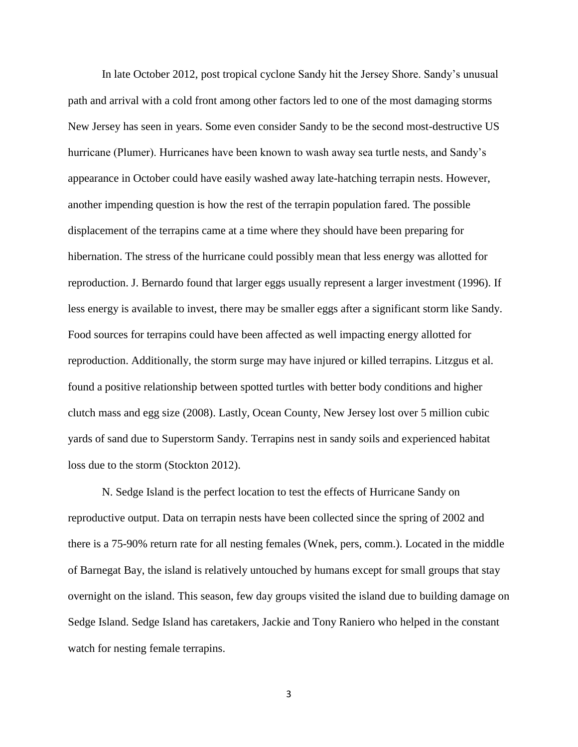In late October 2012, post tropical cyclone Sandy hit the Jersey Shore. Sandy's unusual path and arrival with a cold front among other factors led to one of the most damaging storms New Jersey has seen in years. Some even consider Sandy to be the second most-destructive US hurricane (Plumer). Hurricanes have been known to wash away sea turtle nests, and Sandy's appearance in October could have easily washed away late-hatching terrapin nests. However, another impending question is how the rest of the terrapin population fared. The possible displacement of the terrapins came at a time where they should have been preparing for hibernation. The stress of the hurricane could possibly mean that less energy was allotted for reproduction. J. Bernardo found that larger eggs usually represent a larger investment (1996). If less energy is available to invest, there may be smaller eggs after a significant storm like Sandy. Food sources for terrapins could have been affected as well impacting energy allotted for reproduction. Additionally, the storm surge may have injured or killed terrapins. Litzgus et al. found a positive relationship between spotted turtles with better body conditions and higher clutch mass and egg size (2008). Lastly, Ocean County, New Jersey lost over 5 million cubic yards of sand due to Superstorm Sandy. Terrapins nest in sandy soils and experienced habitat loss due to the storm (Stockton 2012).

N. Sedge Island is the perfect location to test the effects of Hurricane Sandy on reproductive output. Data on terrapin nests have been collected since the spring of 2002 and there is a 75-90% return rate for all nesting females (Wnek, pers, comm.). Located in the middle of Barnegat Bay, the island is relatively untouched by humans except for small groups that stay overnight on the island. This season, few day groups visited the island due to building damage on Sedge Island. Sedge Island has caretakers, Jackie and Tony Raniero who helped in the constant watch for nesting female terrapins.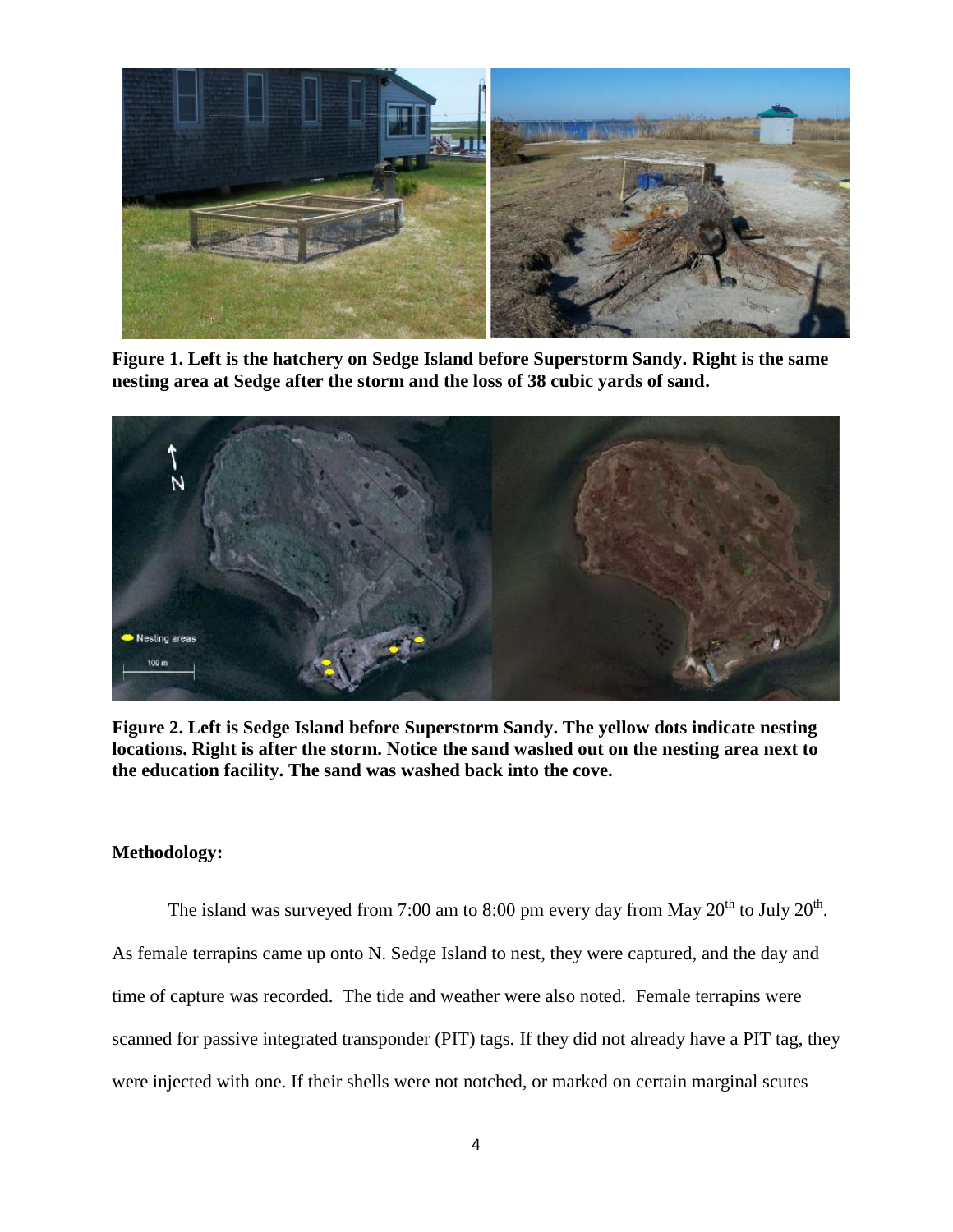**Figure 1. Left is the hatchery on Sedge Island before Superstorm Sandy. Right is the same nesting area at Sedge after the storm and the loss of 38 cubic yards of sand.**

**Figure 2. Left is Sedge Island before Superstorm Sandy. The yellow dots indicate nesting locations. Right is after the storm. Notice the sand washed out on the nesting area next to the education facility. The sand was washed back into the cove.**

**Methodology:**

The island was surveyed from 7:00 am to 8:00 pm every day from May 20th to July 20th. As female terrapins came up onto N. Sedge Island to nest, they were captured, and the day and time of capture was recorded. The tide and weather were also noted. Female terrapins were scanned for passive integrated transponder (PIT) tags. If they did not already have a PIT tag, they were injected with one. If their shells were not notched, or marked on certain marginal scutes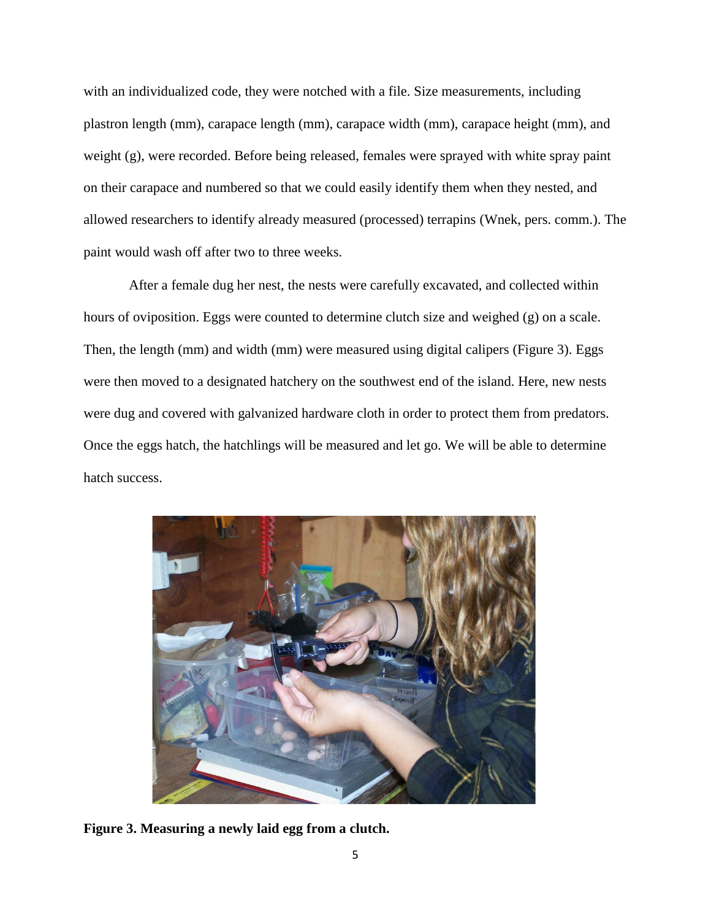with an individualized code, they were notched with a file. Size measurements, including plastron length (mm), carapace length (mm), carapace width (mm), carapace height (mm), and weight (g), were recorded. Before being released, females were sprayed with white spray paint on their carapace and numbered so that we could easily identify them when they nested, and allowed researchers to identify already measured (processed) terrapins (Wnek, pers. comm.). The paint would wash off after two to three weeks.

After a female dug her nest, the nests were carefully excavated, and collected within hours of oviposition. Eggs were counted to determine clutch size and weighed (g) on a scale. Then, the length (mm) and width (mm) were measured using digital calipers (Figure 3). Eggs were then moved to a designated hatchery on the southwest end of the island. Here, new nests were dug and covered with galvanized hardware cloth in order to protect them from predators. Once the eggs hatch, the hatchlings will be measured and let go. We will be able to determine hatch success.

**Figure 3. Measuring a newly laid egg from a clutch.**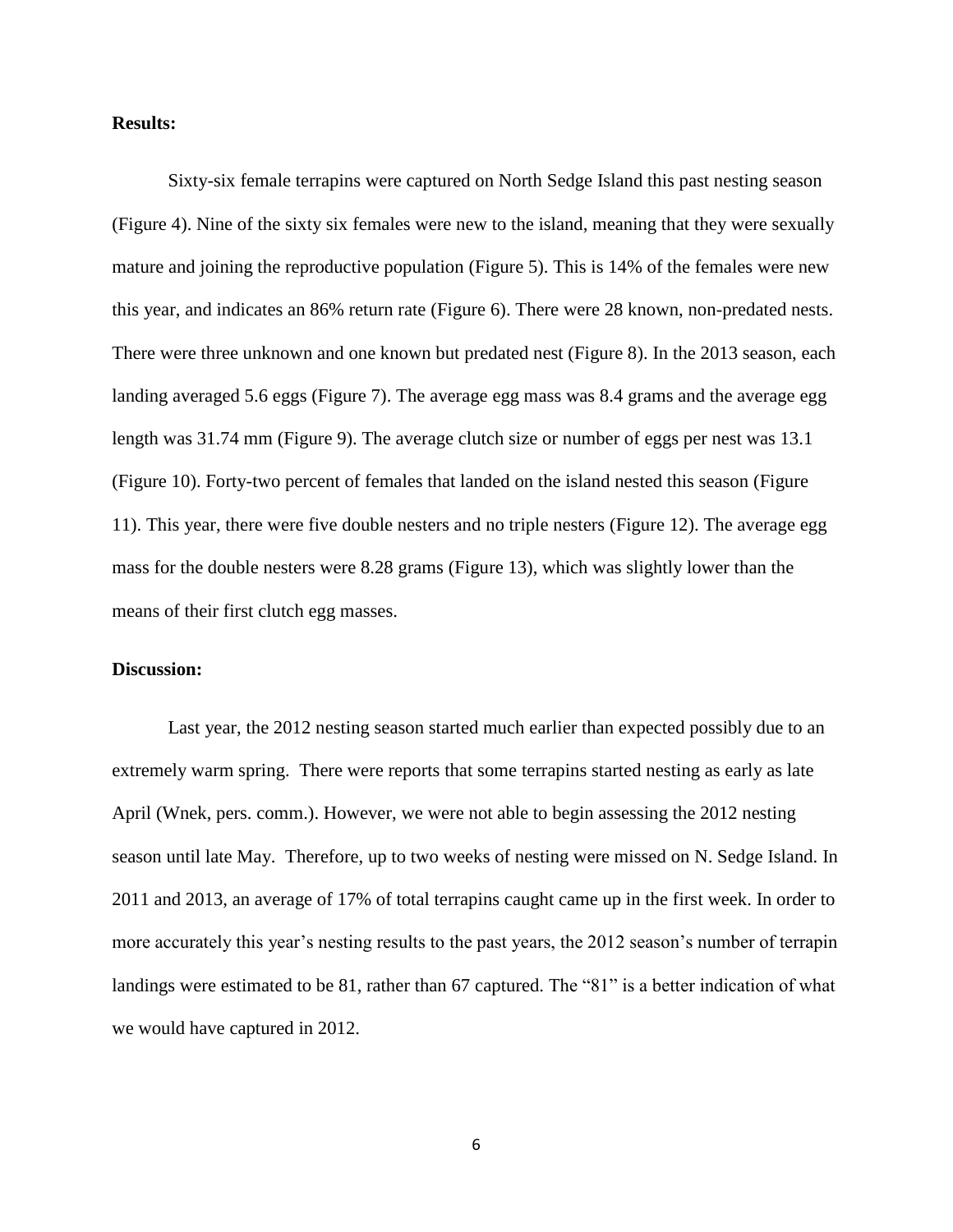**Results:**

Sixty-six female terrapins were captured on North Sedge Island this past nesting season (Figure 4). Nine of the sixty six females were new to the island, meaning that they were sexually mature and joining the reproductive population (Figure 5). This is 14% of the females were new this year, and indicates an 86% return rate (Figure 6). There were 28 known, non-predated nests. There were three unknown and one known but predated nest (Figure 8). In the 2013 season, each landing averaged 5.6 eggs (Figure 7). The average egg mass was 8.4 grams and the average egg length was 31.74 mm (Figure 9). The average clutch size or number of eggs per nest was 13.1 (Figure 10). Forty-two percent of females that landed on the island nested this season (Figure 11). This year, there were five double nesters and no triple nesters (Figure 12). The average egg mass for the double nesters were 8.28 grams (Figure 13), which was slightly lower than the means of their first clutch egg masses.

**Discussion:**

Last year, the 2012 nesting season started much earlier than expected possibly due to an extremely warm spring. There were reports that some terrapins started nesting as early as late April (Wnek, pers. comm.). However, we were not able to begin assessing the 2012 nesting season until late May. Therefore, up to two weeks of nesting were missed on N. Sedge Island. In 2011 and 2013, an average of 17% of total terrapins caught came up in the first week. In order to more accurately this year's nesting results to the past years, the 2012 season's number of terrapin landings were estimated to be 81, rather than 67 captured. The "81" is a better indication of what we would have captured in 2012.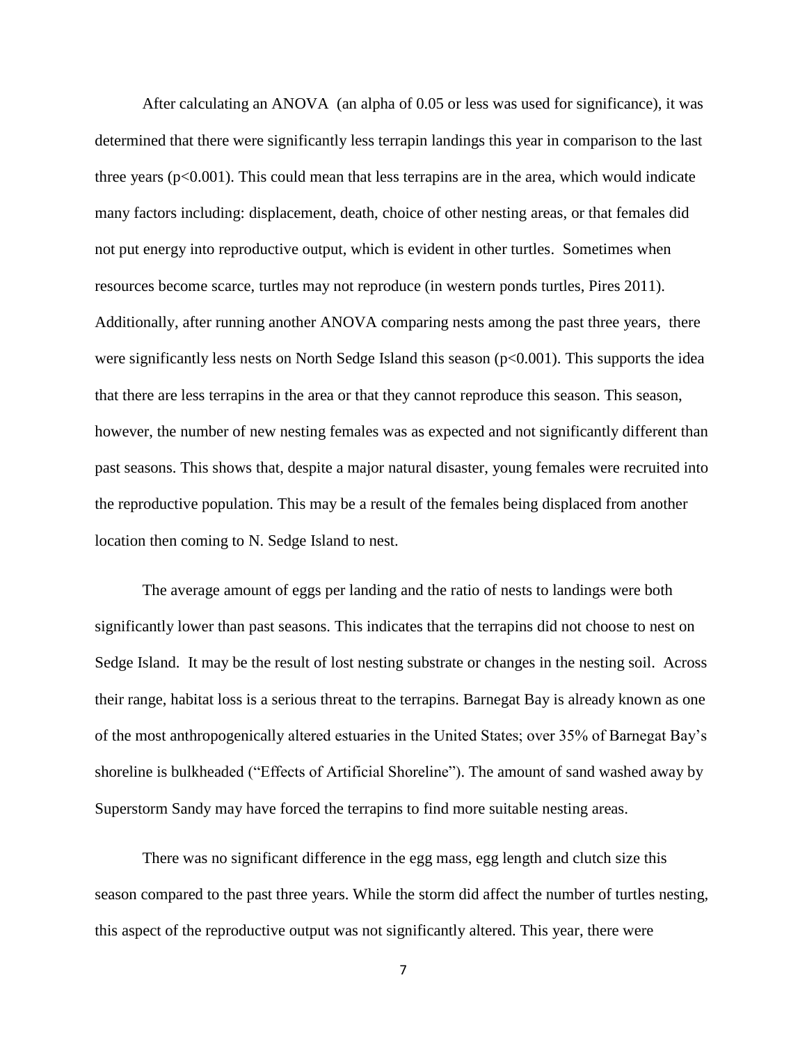After calculating an ANOVA (an alpha of 0.05 or less was used for significance), it was determined that there were significantly less terrapin landings this year in comparison to the last three years ($p<0.001$). This could mean that less terrapins are in the area, which would indicate many factors including: displacement, death, choice of other nesting areas, or that females did not put energy into reproductive output, which is evident in other turtles. Sometimes when resources become scarce, turtles may not reproduce (in western ponds turtles, Pires 2011). Additionally, after running another ANOVA comparing nests among the past three years, there were significantly less nests on North Sedge Island this season ($p<0.001$). This supports the idea that there are less terrapins in the area or that they cannot reproduce this season. This season, however, the number of new nesting females was as expected and not significantly different than past seasons. This shows that, despite a major natural disaster, young females were recruited into the reproductive population. This may be a result of the females being displaced from another location then coming to N. Sedge Island to nest.

The average amount of eggs per landing and the ratio of nests to landings were both significantly lower than past seasons. This indicates that the terrapins did not choose to nest on Sedge Island. It may be the result of lost nesting substrate or changes in the nesting soil. Across their range, habitat loss is a serious threat to the terrapins. Barnegat Bay is already known as one of the most anthropogenically altered estuaries in the United States; over 35% of Barnegat Bay's shoreline is bulkheaded ("Effects of Artificial Shoreline"). The amount of sand washed away by Superstorm Sandy may have forced the terrapins to find more suitable nesting areas.

There was no significant difference in the egg mass, egg length and clutch size this season compared to the past three years. While the storm did affect the number of turtles nesting, this aspect of the reproductive output was not significantly altered. This year, there were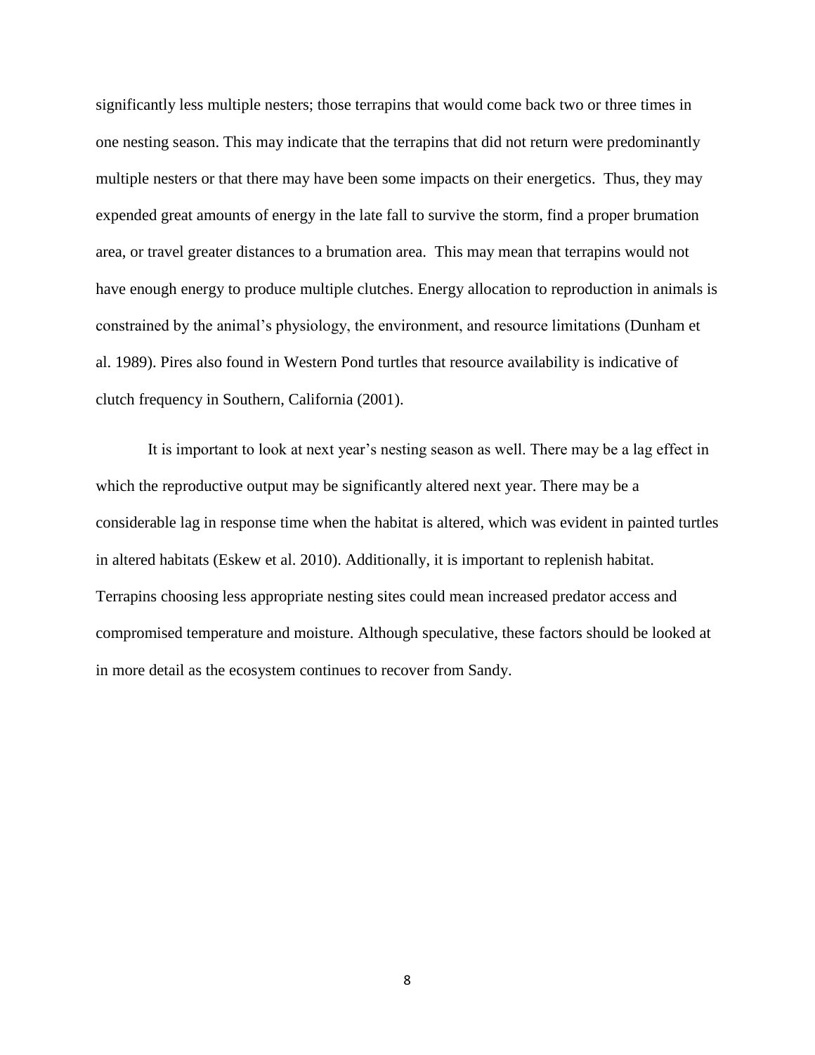significantly less multiple nesters; those terrapins that would come back two or three times in one nesting season. This may indicate that the terrapins that did not return were predominantly multiple nesters or that there may have been some impacts on their energetics.  Thus, they may expended great amounts of energy in the late fall to survive the storm, find a proper brumation area, or travel greater distances to a brumation area.  This may mean that terrapins would not have enough energy to produce multiple clutches. Energy allocation to reproduction in animals is constrained by the animal's physiology, the environment, and resource limitations (Dunham et al. 1989). Pires also found in Western Pond turtles that resource availability is indicative of clutch frequency in Southern, California (2001).

It is important to look at next year's nesting season as well. There may be a lag effect in which the reproductive output may be significantly altered next year. There may be a considerable lag in response time when the habitat is altered, which was evident in painted turtles in altered habitats (Eskew et al. 2010). Additionally, it is important to replenish habitat. Terrapins choosing less appropriate nesting sites could mean increased predator access and compromised temperature and moisture. Although speculative, these factors should be looked at in more detail as the ecosystem continues to recover from Sandy.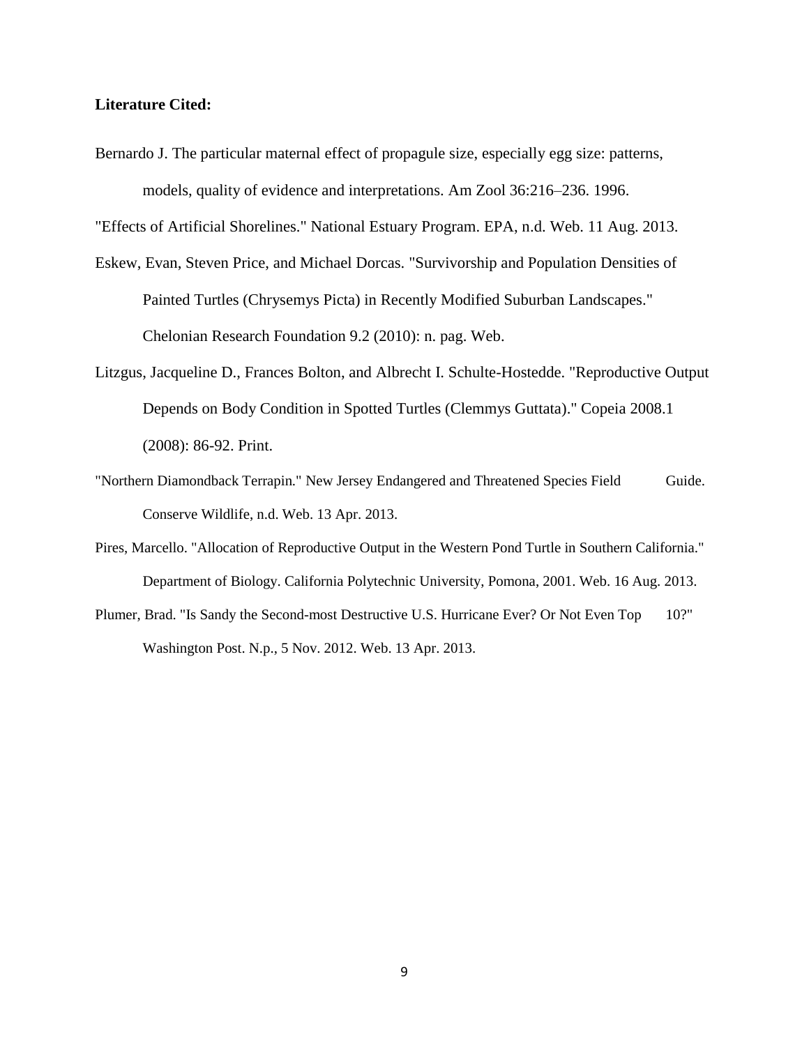**Literature Cited:**

Bernardo J. The particular maternal effect of propagule size, especially egg size: patterns, models, quality of evidence and interpretations. Am Zool 36:216–236. 1996.

"Effects of Artificial Shorelines." National Estuary Program. EPA, n.d. Web. 11 Aug. 2013.

Eskew, Evan, Steven Price, and Michael Dorcas. "Survivorship and Population Densities of Painted Turtles (Chrysemys Picta) in Recently Modified Suburban Landscapes." Chelonian Research Foundation 9.2 (2010): n. pag. Web.

Litzgus, Jacqueline D., Frances Bolton, and Albrecht I. Schulte-Hostedde. "Reproductive Output Depends on Body Condition in Spotted Turtles (Clemmys Guttata)." Copeia 2008.1 (2008): 86-92. Print.

"Northern Diamondback Terrapin." New Jersey Endangered and Threatened Species Field Guide. Conserve Wildlife, n.d. Web. 13 Apr. 2013.

Pires, Marcello. "Allocation of Reproductive Output in the Western Pond Turtle in Southern California." Department of Biology. California Polytechnic University, Pomona, 2001. Web. 16 Aug. 2013.

Plumer, Brad. "Is Sandy the Second-most Destructive U.S. Hurricane Ever? Or Not Even Top 10?" Washington Post. N.p., 5 Nov. 2012. Web. 13 Apr. 2013.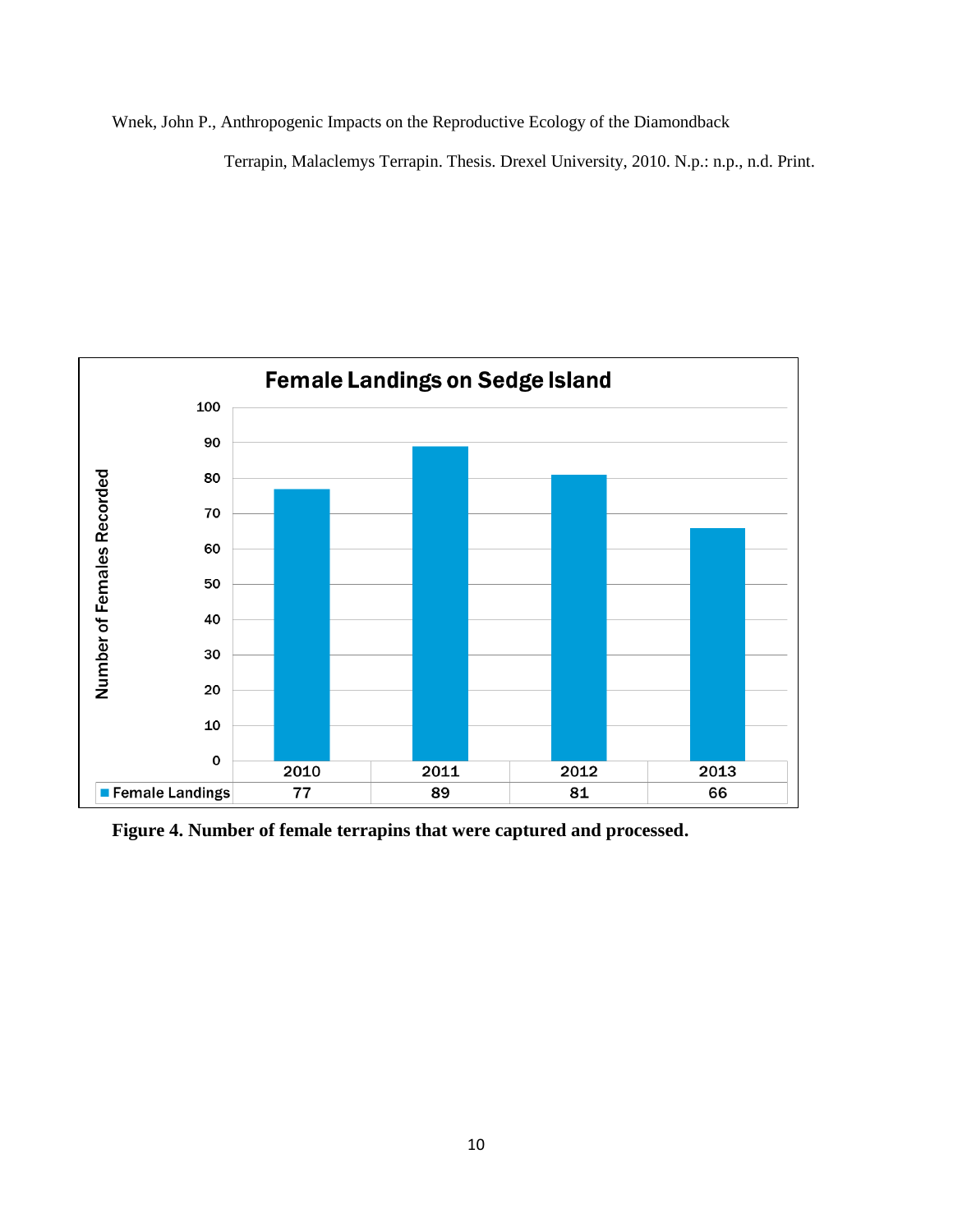Wnek, John P., Anthropogenic Impacts on the Reproductive Ecology of the Diamondback Terrapin, Malaclemys Terrapin. Thesis. Drexel University, 2010. N.p.: n.p., n.d. Print.

**Female Landings on Sedge Island**

| | 2010 | 2011 | 2012 | 2013 |
|---|---|---|---|---|
| Female Landings | 77 | 89 | 81 | 66 |

**Figure 4. Number of female terrapins that were captured and processed.**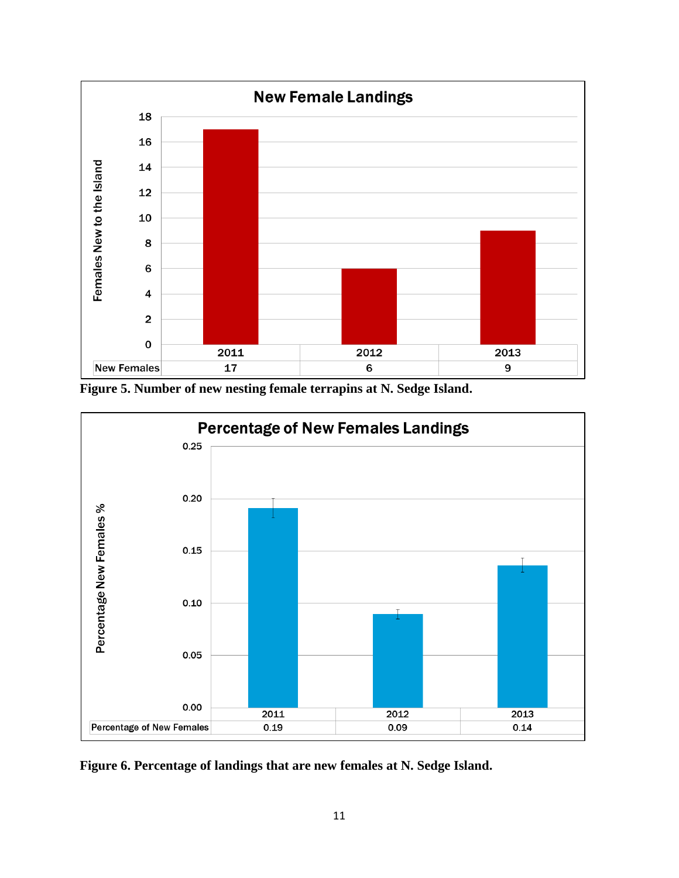**New Female Landings**

| | 2011 | 2012 | 2013 |
|---|---|---|---|
| New Females | 17 | 6 | 9 |

**Figure 5. Number of new nesting female terrapins at N. Sedge Island.**

**Percentage of New Females Landings**

| | 2011 | 2012 | 2013 |
|---|---|---|---|
| Percentage of New Females | 0.19 | 0.09 | 0.14 |

**Figure 6. Percentage of landings that are new females at N. Sedge Island.**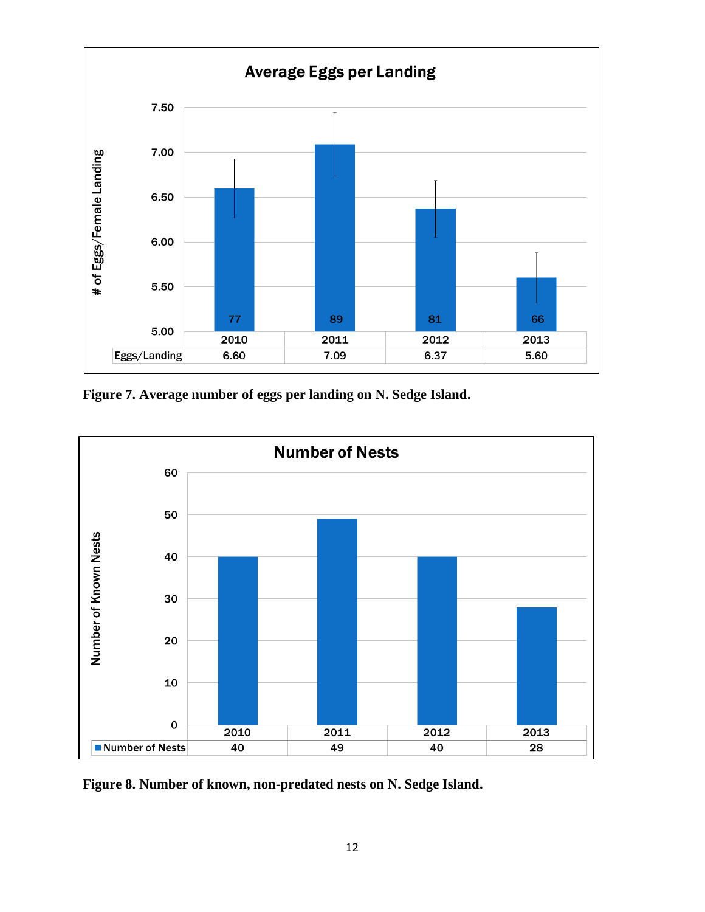**Average Eggs per Landing**

| | 2010 | 2011 | 2012 | 2013 |
|---|---|---|---|---|
| Eggs/Landing | 6.60 | 7.09 | 6.37 | 5.60 |

**Figure 7. Average number of eggs per landing on N. Sedge Island.**

**Number of Nests**

| | 2010 | 2011 | 2012 | 2013 |
|---|---|---|---|---|
| Number of Nests | 40 | 49 | 40 | 28 |

**Figure 8. Number of known, non-predated nests on N. Sedge Island.**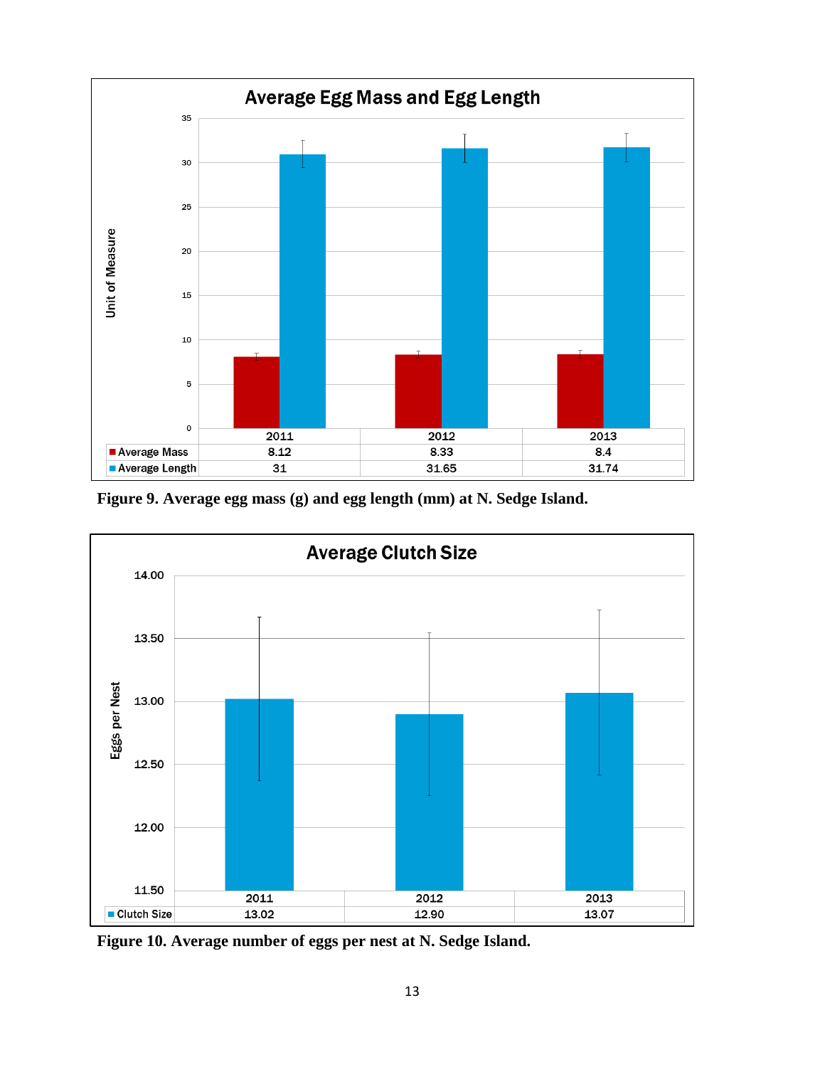**Average Egg Mass and Egg Length**

| | 2011 | 2012 | 2013 |
|---|---|---|---|
| Average Mass | 8.12 | 8.33 | 8.4 |
| Average Length | 31 | 31.65 | 31.74 |

**Figure 9. Average egg mass (g) and egg length (mm) at N. Sedge Island.**

**Average Clutch Size**

| | 2011 | 2012 | 2013 |
|---|---|---|---|
| Clutch Size | 13.02 | 12.90 | 13.07 |

**Figure 10. Average number of eggs per nest at N. Sedge Island.**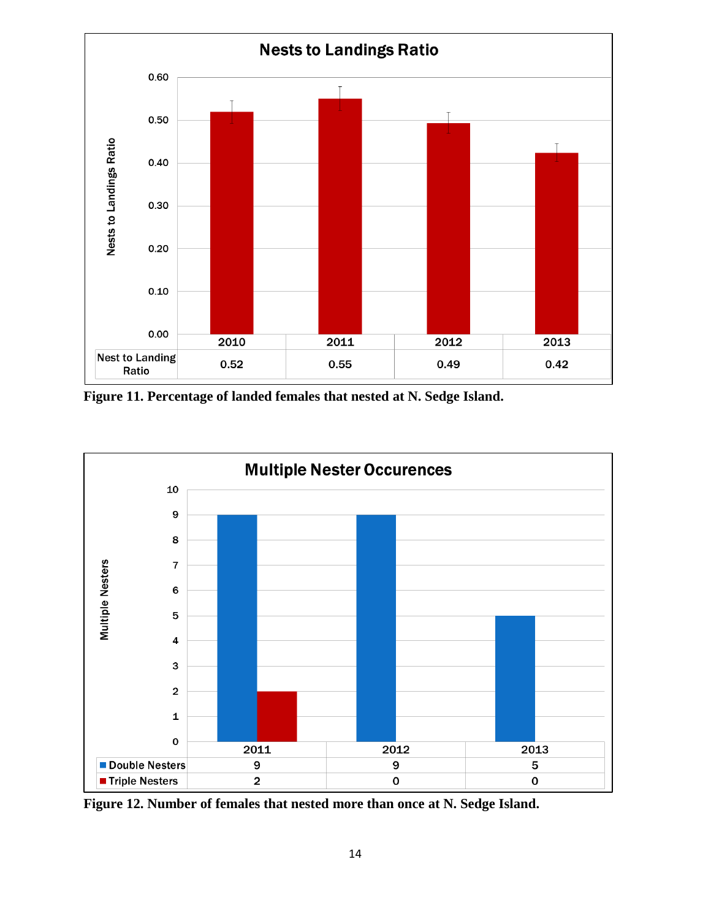**Nests to Landings Ratio**

| | 2010 | 2011 | 2012 | 2013 |
|---|---|---|---|---|
| Nest to Landing Ratio | 0.52 | 0.55 | 0.49 | 0.42 |

**Figure 11. Percentage of landed females that nested at N. Sedge Island.**

**Multiple Nester Occurences**

| | 2011 | 2012 | 2013 |
|---|---|---|---|
| Double Nesters | 9 | 9 | 5 |
| Triple Nesters | 2 | 0 | 0 |

**Figure 12. Number of females that nested more than once at N. Sedge Island.**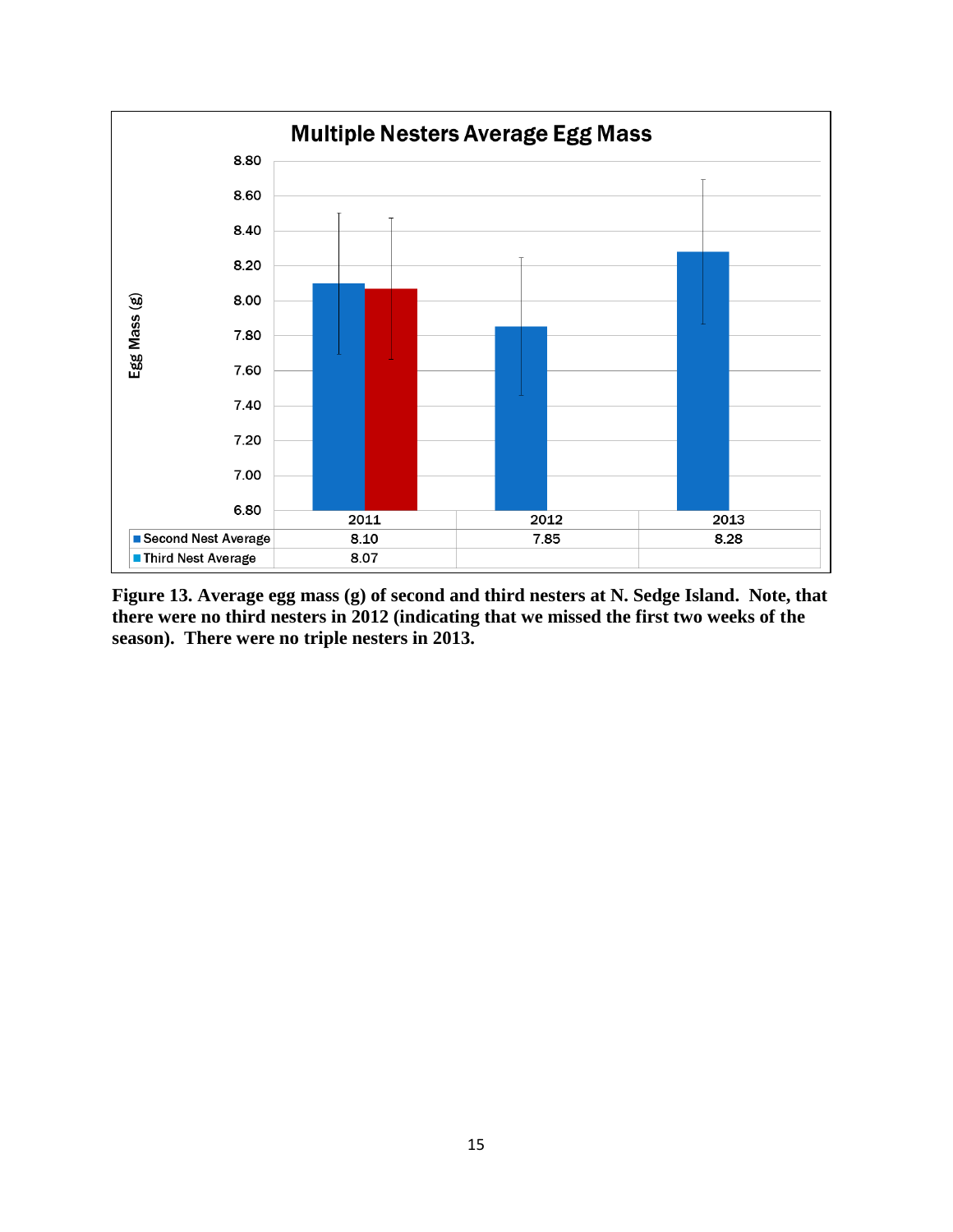Multiple Nesters Average Egg Mass

Egg Mass (g)

8.80
8.60
8.40
8.20
8.00
7.80
7.60
7.40
7.20
7.00
6.80

2011
2012
2013

Second Nest Average 8.10 7.85 8.28

Third Nest Average 8.07

**Figure 13. Average egg mass (g) of second and third nesters at N. Sedge Island. Note, that there were no third nesters in 2012 (indicating that we missed the first two weeks of the season). There were no triple nesters in 2013.**